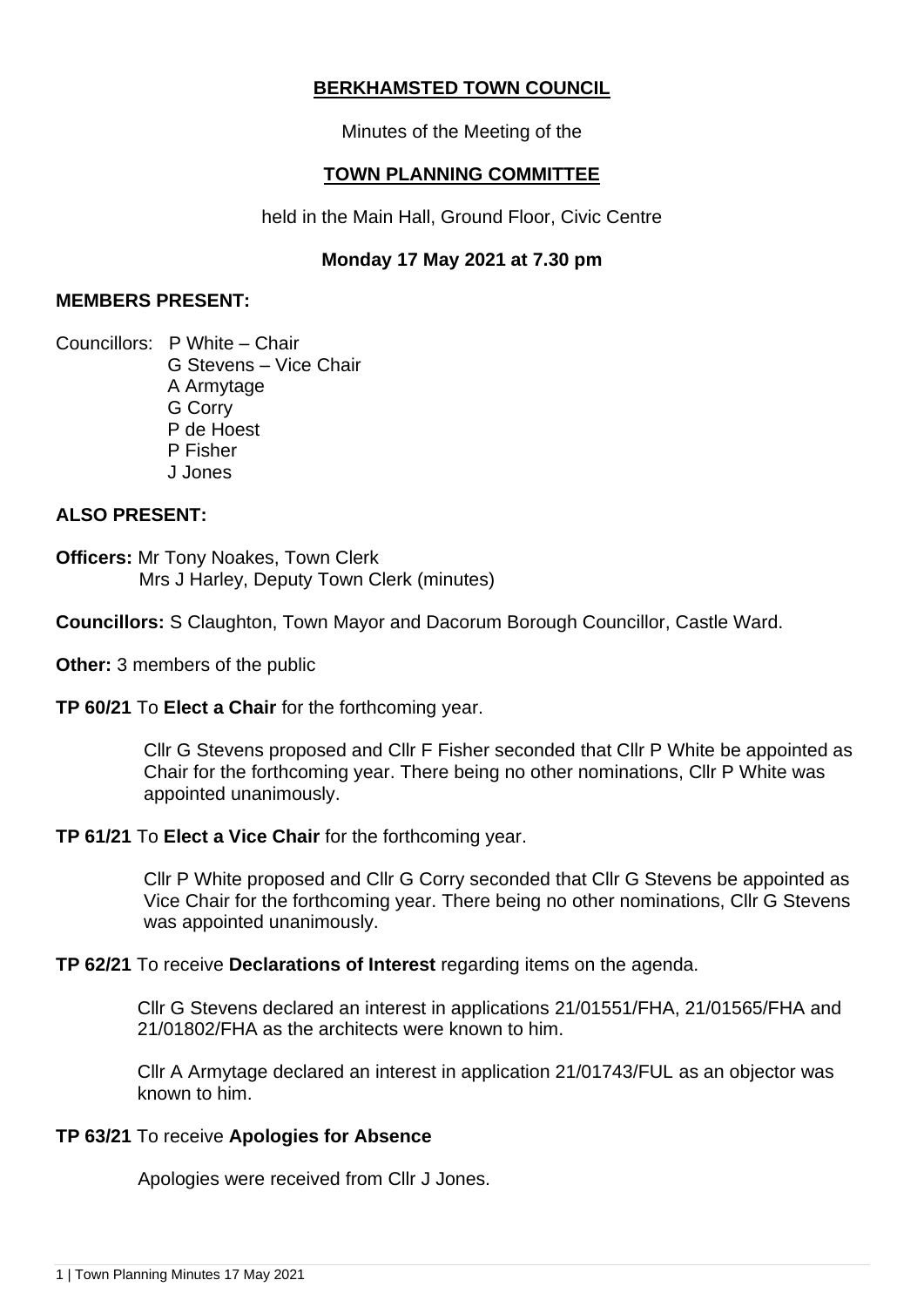# BERKHAMSTED TOWN COUNCIL

Minutes of the Meeting of the

## TOWN PLANNING COMMITTEE

held in the Main Hall, Ground Floor, Civic Centre

**Monday 17 May 2021 at 7.30 pm**

**MEMBERS PRESENT:**

Councillors: P White – Chair
G Stevens – Vice Chair
A Armytage
G Corry
P de Hoest
P Fisher
J Jones

**ALSO PRESENT:**

**Officers:** Mr Tony Noakes, Town Clerk
Mrs J Harley, Deputy Town Clerk (minutes)

**Councillors:** S Claughton, Town Mayor and Dacorum Borough Councillor, Castle Ward.

**Other:** 3 members of the public

**TP 60/21** To **Elect a Chair** for the forthcoming year.

Cllr G Stevens proposed and Cllr F Fisher seconded that Cllr P White be appointed as Chair for the forthcoming year. There being no other nominations, Cllr P White was appointed unanimously.

**TP 61/21** To **Elect a Vice Chair** for the forthcoming year.

Cllr P White proposed and Cllr G Corry seconded that Cllr G Stevens be appointed as Vice Chair for the forthcoming year. There being no other nominations, Cllr G Stevens was appointed unanimously.

**TP 62/21** To receive **Declarations of Interest** regarding items on the agenda.

Cllr G Stevens declared an interest in applications 21/01551/FHA, 21/01565/FHA and 21/01802/FHA as the architects were known to him.

Cllr A Armytage declared an interest in application 21/01743/FUL as an objector was known to him.

**TP 63/21** To receive **Apologies for Absence**

Apologies were received from Cllr J Jones.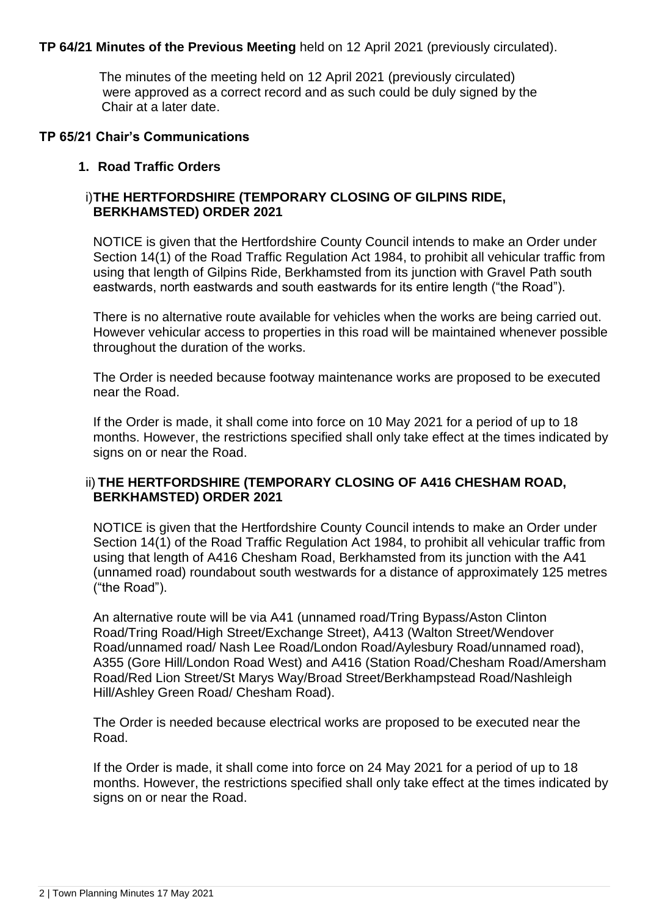**TP 64/21 Minutes of the Previous Meeting** held on 12 April 2021 (previously circulated).

The minutes of the meeting held on 12 April 2021 (previously circulated) were approved as a correct record and as such could be duly signed by the Chair at a later date.

**TP 65/21 Chair's Communications**

**1. Road Traffic Orders**

i) **THE HERTFORDSHIRE (TEMPORARY CLOSING OF GILPINS RIDE, BERKHAMSTED) ORDER 2021**

NOTICE is given that the Hertfordshire County Council intends to make an Order under Section 14(1) of the Road Traffic Regulation Act 1984, to prohibit all vehicular traffic from using that length of Gilpins Ride, Berkhamsted from its junction with Gravel Path south eastwards, north eastwards and south eastwards for its entire length ("the Road").

There is no alternative route available for vehicles when the works are being carried out. However vehicular access to properties in this road will be maintained whenever possible throughout the duration of the works.

The Order is needed because footway maintenance works are proposed to be executed near the Road.

If the Order is made, it shall come into force on 10 May 2021 for a period of up to 18 months. However, the restrictions specified shall only take effect at the times indicated by signs on or near the Road.

ii) **THE HERTFORDSHIRE (TEMPORARY CLOSING OF A416 CHESHAM ROAD, BERKHAMSTED) ORDER 2021**

NOTICE is given that the Hertfordshire County Council intends to make an Order under Section 14(1) of the Road Traffic Regulation Act 1984, to prohibit all vehicular traffic from using that length of A416 Chesham Road, Berkhamsted from its junction with the A41 (unnamed road) roundabout south westwards for a distance of approximately 125 metres ("the Road").

An alternative route will be via A41 (unnamed road/Tring Bypass/Aston Clinton Road/Tring Road/High Street/Exchange Street), A413 (Walton Street/Wendover Road/unnamed road/ Nash Lee Road/London Road/Aylesbury Road/unnamed road), A355 (Gore Hill/London Road West) and A416 (Station Road/Chesham Road/Amersham Road/Red Lion Street/St Marys Way/Broad Street/Berkhampstead Road/Nashleigh Hill/Ashley Green Road/ Chesham Road).

The Order is needed because electrical works are proposed to be executed near the Road.

If the Order is made, it shall come into force on 24 May 2021 for a period of up to 18 months. However, the restrictions specified shall only take effect at the times indicated by signs on or near the Road.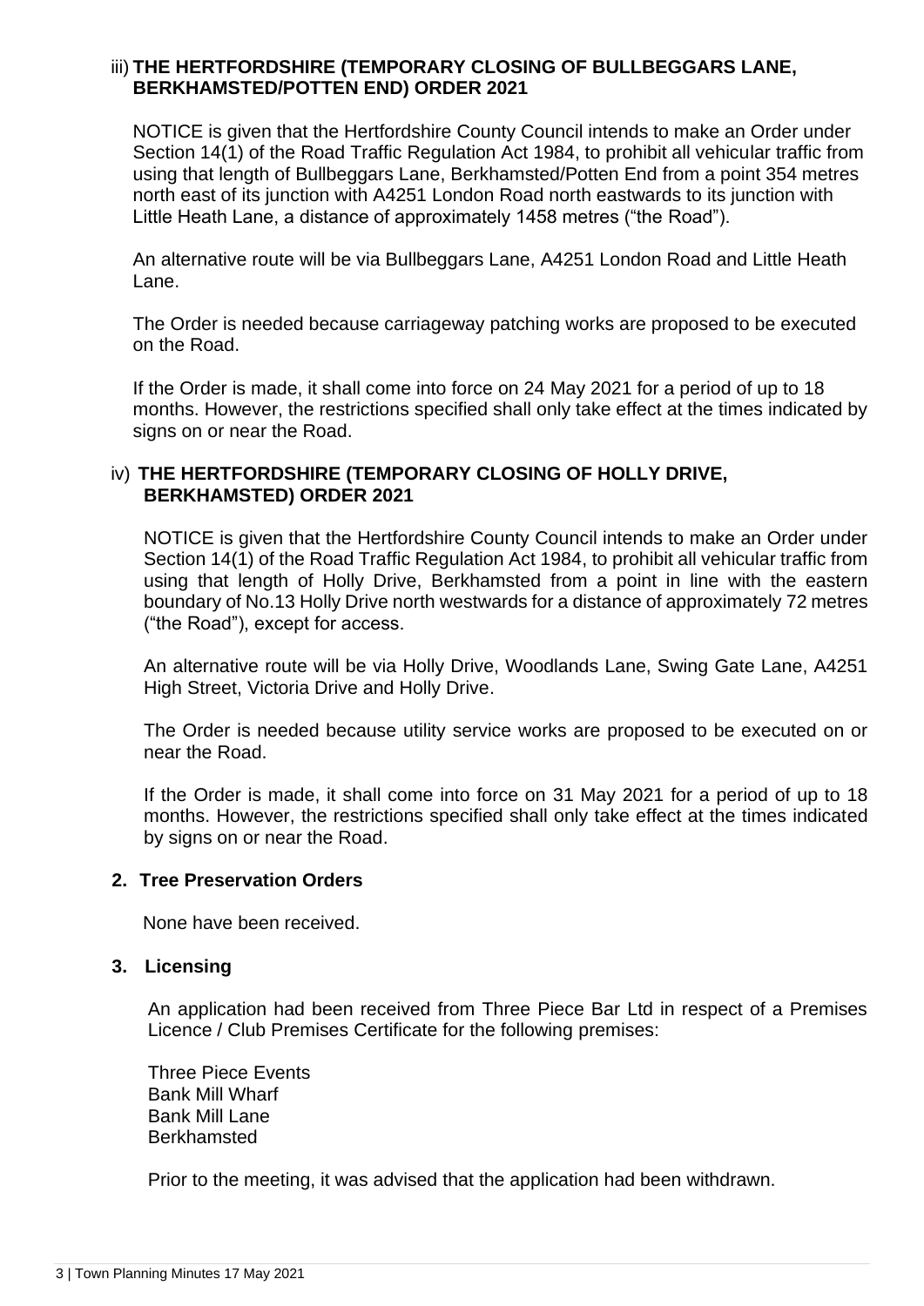iii) **THE HERTFORDSHIRE (TEMPORARY CLOSING OF BULLBEGGARS LANE, BERKHAMSTED/POTTEN END) ORDER 2021**

NOTICE is given that the Hertfordshire County Council intends to make an Order under Section 14(1) of the Road Traffic Regulation Act 1984, to prohibit all vehicular traffic from using that length of Bullbeggars Lane, Berkhamsted/Potten End from a point 354 metres north east of its junction with A4251 London Road north eastwards to its junction with Little Heath Lane, a distance of approximately 1458 metres ("the Road").

An alternative route will be via Bullbeggars Lane, A4251 London Road and Little Heath Lane.

The Order is needed because carriageway patching works are proposed to be executed on the Road.

If the Order is made, it shall come into force on 24 May 2021 for a period of up to 18 months. However, the restrictions specified shall only take effect at the times indicated by signs on or near the Road.

iv) **THE HERTFORDSHIRE (TEMPORARY CLOSING OF HOLLY DRIVE, BERKHAMSTED) ORDER 2021**

NOTICE is given that the Hertfordshire County Council intends to make an Order under Section 14(1) of the Road Traffic Regulation Act 1984, to prohibit all vehicular traffic from using that length of Holly Drive, Berkhamsted from a point in line with the eastern boundary of No.13 Holly Drive north westwards for a distance of approximately 72 metres ("the Road"), except for access.

An alternative route will be via Holly Drive, Woodlands Lane, Swing Gate Lane, A4251 High Street, Victoria Drive and Holly Drive.

The Order is needed because utility service works are proposed to be executed on or near the Road.

If the Order is made, it shall come into force on 31 May 2021 for a period of up to 18 months. However, the restrictions specified shall only take effect at the times indicated by signs on or near the Road.

## 2. Tree Preservation Orders

None have been received.

## 3. Licensing

An application had been received from Three Piece Bar Ltd in respect of a Premises Licence / Club Premises Certificate for the following premises:

Three Piece Events
Bank Mill Wharf
Bank Mill Lane
Berkhamsted

Prior to the meeting, it was advised that the application had been withdrawn.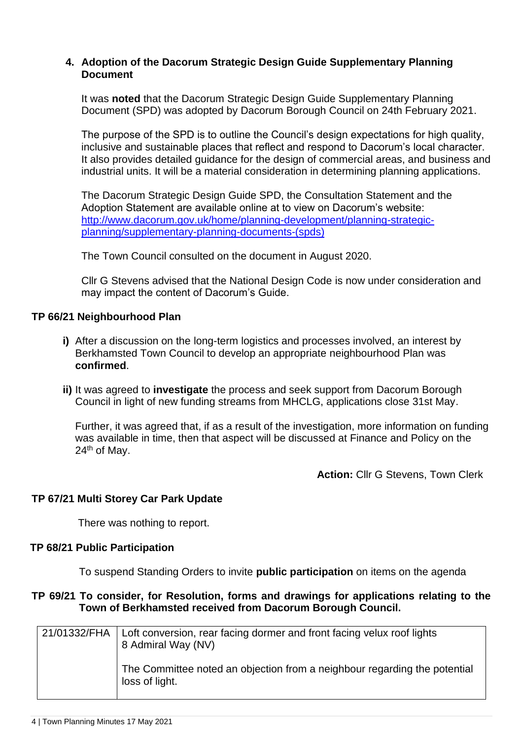**4. Adoption of the Dacorum Strategic Design Guide Supplementary Planning Document**

It was **noted** that the Dacorum Strategic Design Guide Supplementary Planning Document (SPD) was adopted by Dacorum Borough Council on 24th February 2021.

The purpose of the SPD is to outline the Council's design expectations for high quality, inclusive and sustainable places that reflect and respond to Dacorum's local character. It also provides detailed guidance for the design of commercial areas, and business and industrial units. It will be a material consideration in determining planning applications.

The Dacorum Strategic Design Guide SPD, the Consultation Statement and the Adoption Statement are available online at to view on Dacorum's website: [http://www.dacorum.gov.uk/home/planning-development/planning-strategic-planning/supplementary-planning-documents-(spds)](http://www.dacorum.gov.uk/home/planning-development/planning-strategic-planning/supplementary-planning-documents-(spds))

The Town Council consulted on the document in August 2020.

Cllr G Stevens advised that the National Design Code is now under consideration and may impact the content of Dacorum's Guide.

## TP 66/21 Neighbourhood Plan

**i)** After a discussion on the long-term logistics and processes involved, an interest by Berkhamsted Town Council to develop an appropriate neighbourhood Plan was **confirmed**.

**ii)** It was agreed to **investigate** the process and seek support from Dacorum Borough Council in light of new funding streams from MHCLG, applications close 31st May.

Further, it was agreed that, if as a result of the investigation, more information on funding was available in time, then that aspect will be discussed at Finance and Policy on the 24th of May.

**Action:** Cllr G Stevens, Town Clerk

## TP 67/21 Multi Storey Car Park Update

There was nothing to report.

## TP 68/21 Public Participation

To suspend Standing Orders to invite **public participation** on items on the agenda

## TP 69/21 To consider, for Resolution, forms and drawings for applications relating to the Town of Berkhamsted received from Dacorum Borough Council.

| | |
|---|---|
| 21/01332/FHA | Loft conversion, rear facing dormer and front facing velux roof lights<br>8 Admiral Way (NV)<br><br>The Committee noted an objection from a neighbour regarding the potential loss of light. |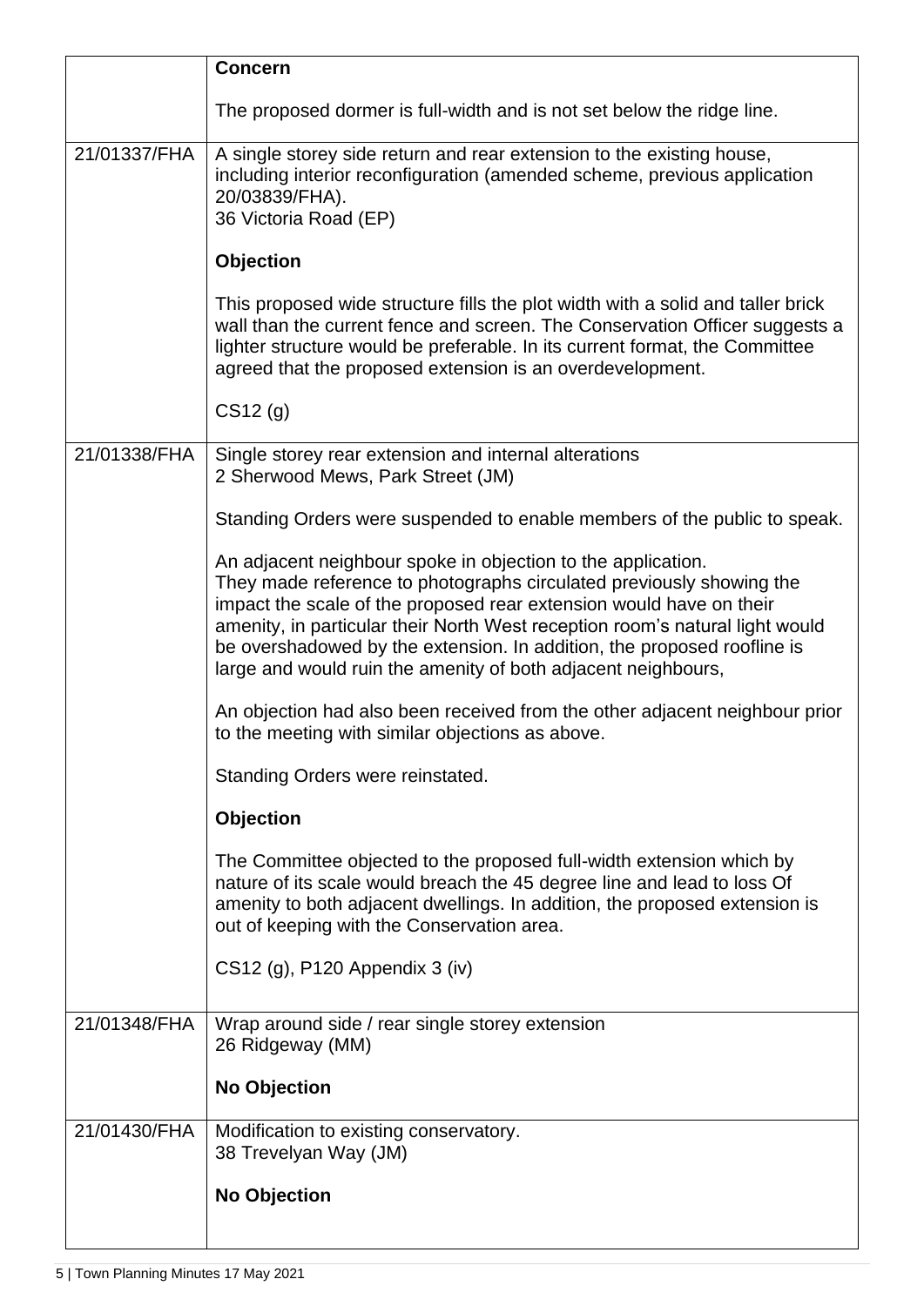| | |
|---|---|
| | **Concern**<br><br>The proposed dormer is full-width and is not set below the ridge line. |
| 21/01337/FHA | A single storey side return and rear extension to the existing house, including interior reconfiguration (amended scheme, previous application 20/03839/FHA).<br>36 Victoria Road (EP)<br><br>**Objection**<br><br>This proposed wide structure fills the plot width with a solid and taller brick wall than the current fence and screen. The Conservation Officer suggests a lighter structure would be preferable. In its current format, the Committee agreed that the proposed extension is an overdevelopment.<br><br>CS12 (g) |
| 21/01338/FHA | Single storey rear extension and internal alterations<br>2 Sherwood Mews, Park Street (JM)<br><br>Standing Orders were suspended to enable members of the public to speak.<br><br>An adjacent neighbour spoke in objection to the application.<br>They made reference to photographs circulated previously showing the impact the scale of the proposed rear extension would have on their amenity, in particular their North West reception room's natural light would be overshadowed by the extension. In addition, the proposed roofline is large and would ruin the amenity of both adjacent neighbours,<br><br>An objection had also been received from the other adjacent neighbour prior to the meeting with similar objections as above.<br><br>Standing Orders were reinstated.<br><br>**Objection**<br><br>The Committee objected to the proposed full-width extension which by nature of its scale would breach the 45 degree line and lead to loss Of amenity to both adjacent dwellings. In addition, the proposed extension is out of keeping with the Conservation area.<br><br>CS12 (g), P120 Appendix 3 (iv) |
| 21/01348/FHA | Wrap around side / rear single storey extension<br>26 Ridgeway (MM)<br><br>**No Objection** |
| 21/01430/FHA | Modification to existing conservatory.<br>38 Trevelyan Way (JM)<br><br>**No Objection** |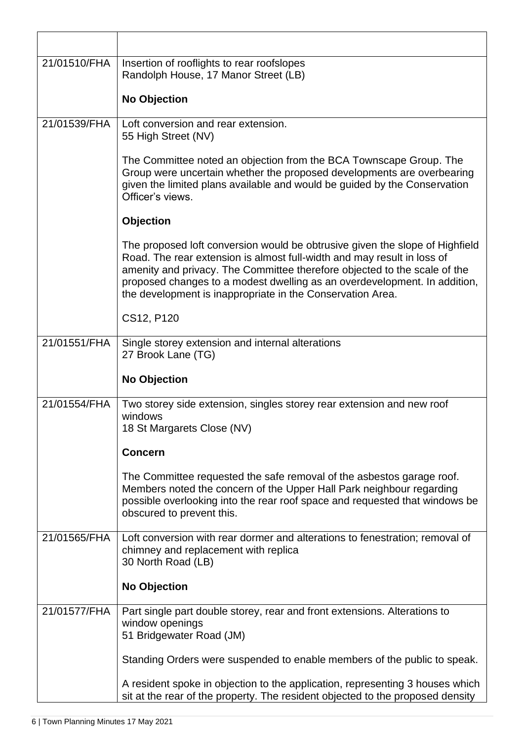| | |
|---|---|
| 21/01510/FHA | Insertion of rooflights to rear roofslopes<br>Randolph House, 17 Manor Street (LB)<br><br>**No Objection** |
| 21/01539/FHA | Loft conversion and rear extension.<br>55 High Street (NV)<br><br>The Committee noted an objection from the BCA Townscape Group. The Group were uncertain whether the proposed developments are overbearing given the limited plans available and would be guided by the Conservation Officer's views.<br><br>**Objection**<br><br>The proposed loft conversion would be obtrusive given the slope of Highfield Road. The rear extension is almost full-width and may result in loss of amenity and privacy. The Committee therefore objected to the scale of the proposed changes to a modest dwelling as an overdevelopment. In addition, the development is inappropriate in the Conservation Area.<br><br>CS12, P120 |
| 21/01551/FHA | Single storey extension and internal alterations<br>27 Brook Lane (TG)<br><br>**No Objection** |
| 21/01554/FHA | Two storey side extension, singles storey rear extension and new roof windows<br>18 St Margarets Close (NV)<br><br>**Concern**<br><br>The Committee requested the safe removal of the asbestos garage roof. Members noted the concern of the Upper Hall Park neighbour regarding possible overlooking into the rear roof space and requested that windows be obscured to prevent this. |
| 21/01565/FHA | Loft conversion with rear dormer and alterations to fenestration; removal of chimney and replacement with replica<br>30 North Road (LB)<br><br>**No Objection** |
| 21/01577/FHA | Part single part double storey, rear and front extensions. Alterations to window openings<br>51 Bridgewater Road (JM)<br><br>Standing Orders were suspended to enable members of the public to speak.<br><br>A resident spoke in objection to the application, representing 3 houses which sit at the rear of the property. The resident objected to the proposed density |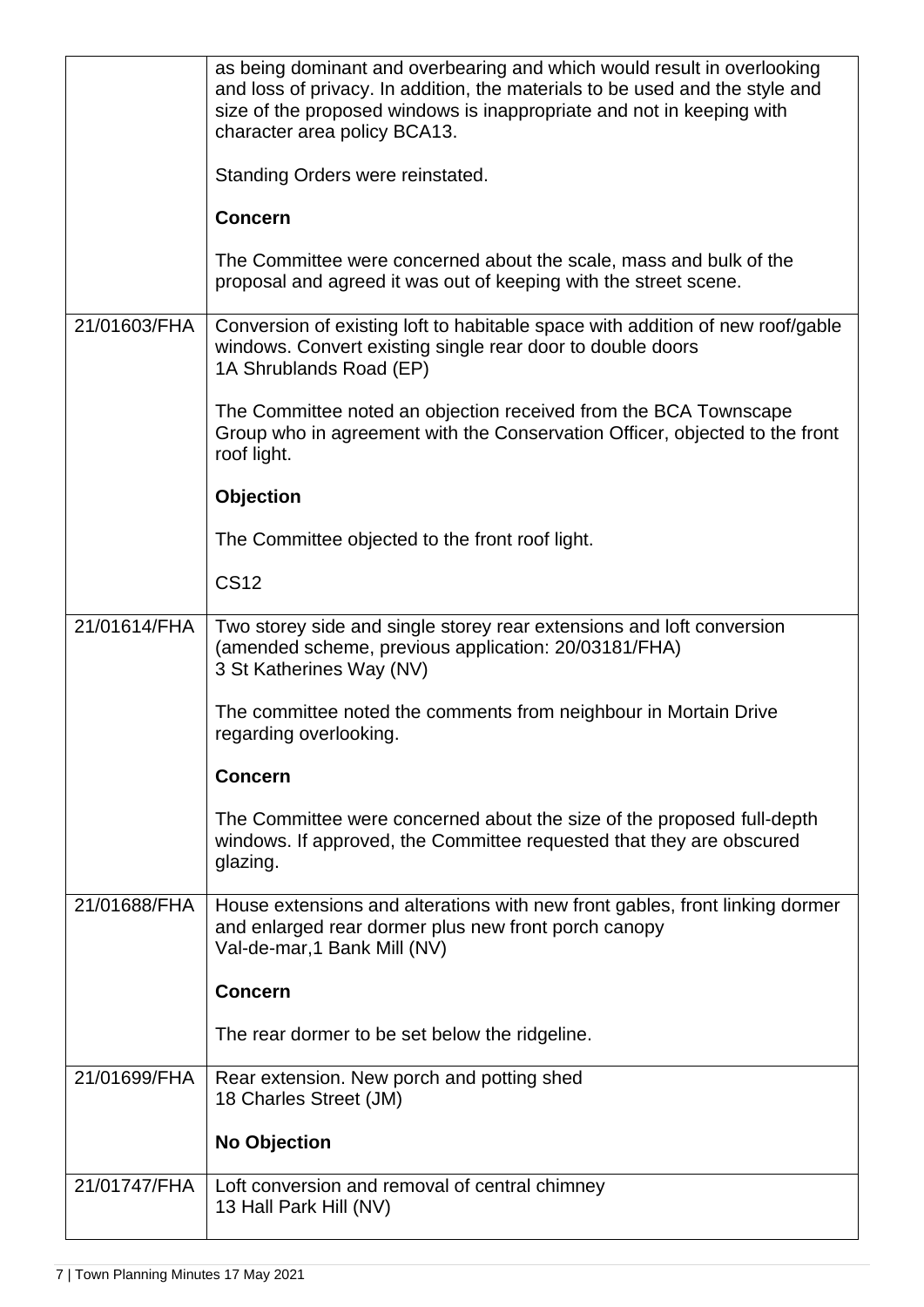| | |
|---|---|
| | as being dominant and overbearing and which would result in overlooking and loss of privacy. In addition, the materials to be used and the style and size of the proposed windows is inappropriate and not in keeping with character area policy BCA13.<br><br>Standing Orders were reinstated.<br><br>**Concern**<br><br>The Committee were concerned about the scale, mass and bulk of the proposal and agreed it was out of keeping with the street scene. |
| 21/01603/FHA | Conversion of existing loft to habitable space with addition of new roof/gable windows. Convert existing single rear door to double doors<br>1A Shrublands Road (EP)<br><br>The Committee noted an objection received from the BCA Townscape Group who in agreement with the Conservation Officer, objected to the front roof light.<br><br>**Objection**<br><br>The Committee objected to the front roof light.<br><br>CS12 |
| 21/01614/FHA | Two storey side and single storey rear extensions and loft conversion (amended scheme, previous application: 20/03181/FHA)<br>3 St Katherines Way (NV)<br><br>The committee noted the comments from neighbour in Mortain Drive regarding overlooking.<br><br>**Concern**<br><br>The Committee were concerned about the size of the proposed full-depth windows. If approved, the Committee requested that they are obscured glazing. |
| 21/01688/FHA | House extensions and alterations with new front gables, front linking dormer and enlarged rear dormer plus new front porch canopy<br>Val-de-mar,1 Bank Mill (NV)<br><br>**Concern**<br><br>The rear dormer to be set below the ridgeline. |
| 21/01699/FHA | Rear extension. New porch and potting shed<br>18 Charles Street (JM)<br><br>**No Objection** |
| 21/01747/FHA | Loft conversion and removal of central chimney<br>13 Hall Park Hill (NV) |

7 | Town Planning Minutes 17 May 2021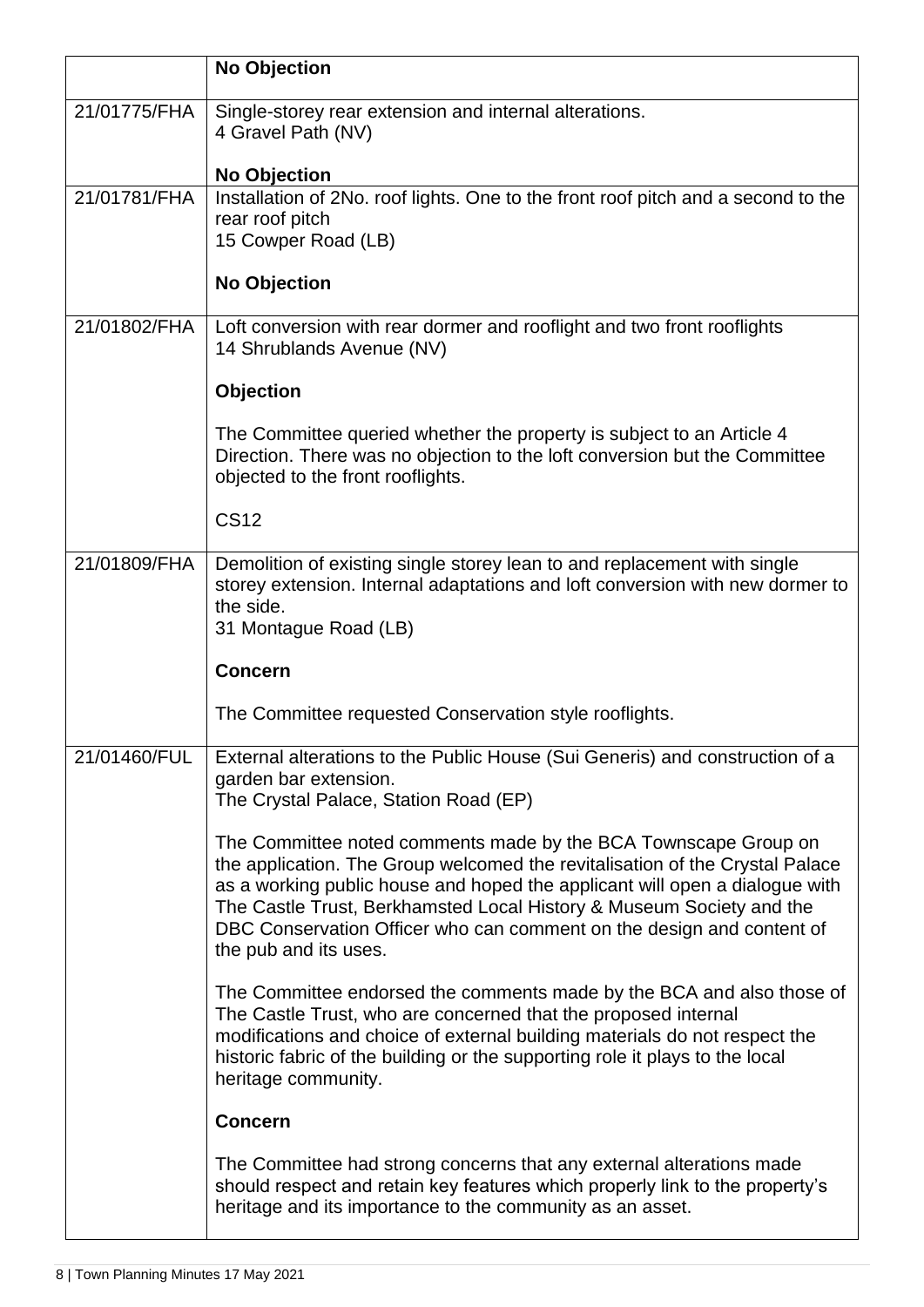| | |
|---|---|
| | **No Objection** |
| 21/01775/FHA | Single-storey rear extension and internal alterations.<br>4 Gravel Path (NV)<br><br>**No Objection** |
| 21/01781/FHA | Installation of 2No. roof lights. One to the front roof pitch and a second to the rear roof pitch<br>15 Cowper Road (LB)<br><br>**No Objection** |
| 21/01802/FHA | Loft conversion with rear dormer and rooflight and two front rooflights<br>14 Shrublands Avenue (NV)<br><br>**Objection**<br><br>The Committee queried whether the property is subject to an Article 4 Direction. There was no objection to the loft conversion but the Committee objected to the front rooflights.<br><br>CS12 |
| 21/01809/FHA | Demolition of existing single storey lean to and replacement with single storey extension. Internal adaptations and loft conversion with new dormer to the side.<br>31 Montague Road (LB)<br><br>**Concern**<br><br>The Committee requested Conservation style rooflights. |
| 21/01460/FUL | External alterations to the Public House (Sui Generis) and construction of a garden bar extension.<br>The Crystal Palace, Station Road (EP)<br><br>The Committee noted comments made by the BCA Townscape Group on the application. The Group welcomed the revitalisation of the Crystal Palace as a working public house and hoped the applicant will open a dialogue with The Castle Trust, Berkhamsted Local History & Museum Society and the DBC Conservation Officer who can comment on the design and content of the pub and its uses.<br><br>The Committee endorsed the comments made by the BCA and also those of The Castle Trust, who are concerned that the proposed internal modifications and choice of external building materials do not respect the historic fabric of the building or the supporting role it plays to the local heritage community.<br><br>**Concern**<br><br>The Committee had strong concerns that any external alterations made should respect and retain key features which properly link to the property's heritage and its importance to the community as an asset. |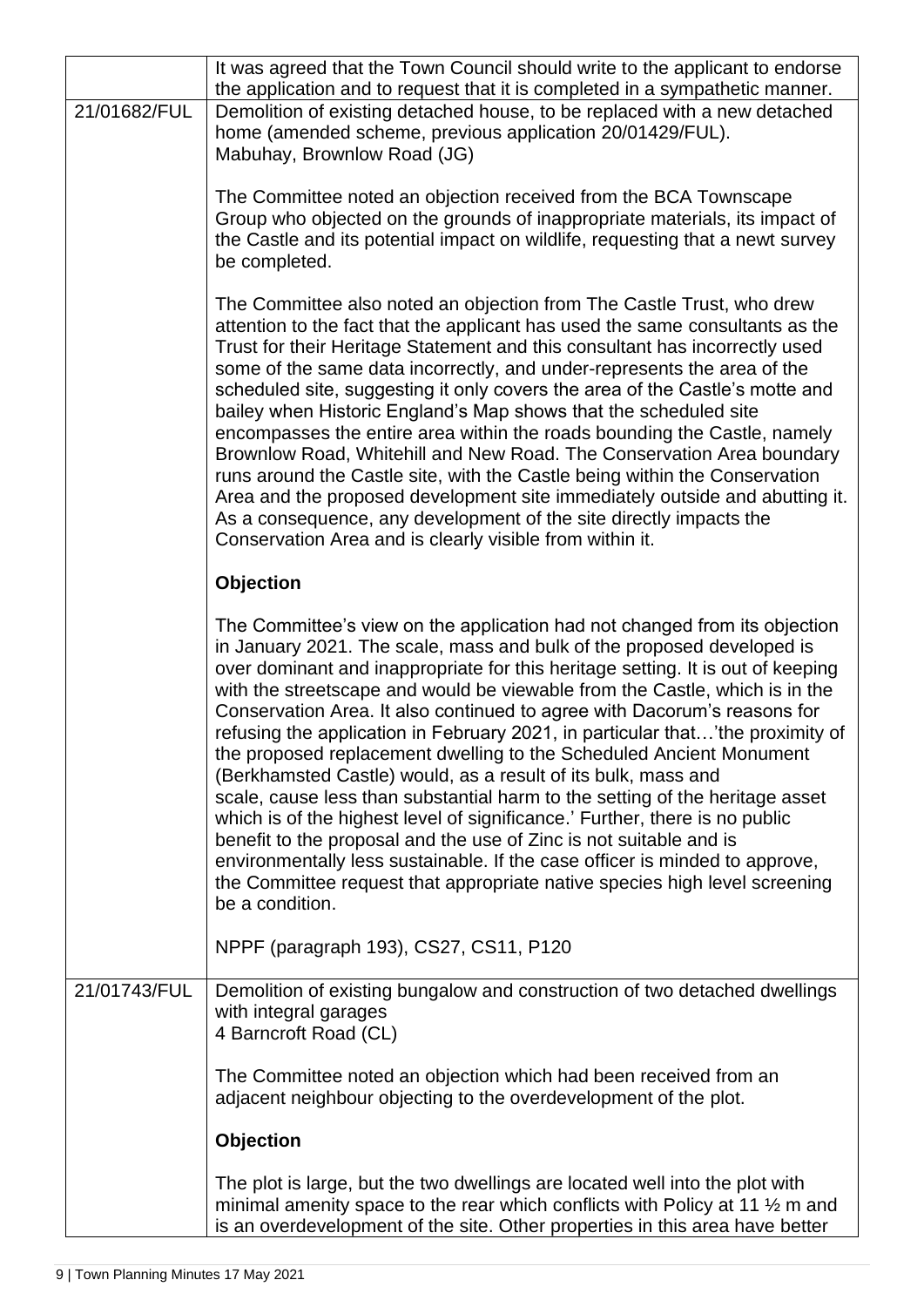| | |
|---|---|
| | It was agreed that the Town Council should write to the applicant to endorse the application and to request that it is completed in a sympathetic manner. |
| 21/01682/FUL | Demolition of existing detached house, to be replaced with a new detached home (amended scheme, previous application 20/01429/FUL).<br>Mabuhay, Brownlow Road (JG)<br><br>The Committee noted an objection received from the BCA Townscape Group who objected on the grounds of inappropriate materials, its impact of the Castle and its potential impact on wildlife, requesting that a newt survey be completed.<br><br>The Committee also noted an objection from The Castle Trust, who drew attention to the fact that the applicant has used the same consultants as the Trust for their Heritage Statement and this consultant has incorrectly used some of the same data incorrectly, and under-represents the area of the scheduled site, suggesting it only covers the area of the Castle's motte and bailey when Historic England's Map shows that the scheduled site encompasses the entire area within the roads bounding the Castle, namely Brownlow Road, Whitehill and New Road. The Conservation Area boundary runs around the Castle site, with the Castle being within the Conservation Area and the proposed development site immediately outside and abutting it. As a consequence, any development of the site directly impacts the Conservation Area and is clearly visible from within it.<br><br>**Objection**<br><br>The Committee's view on the application had not changed from its objection in January 2021. The scale, mass and bulk of the proposed developed is over dominant and inappropriate for this heritage setting. It is out of keeping with the streetscape and would be viewable from the Castle, which is in the Conservation Area. It also continued to agree with Dacorum's reasons for refusing the application in February 2021, in particular that…'the proximity of the proposed replacement dwelling to the Scheduled Ancient Monument (Berkhamsted Castle) would, as a result of its bulk, mass and scale, cause less than substantial harm to the setting of the heritage asset which is of the highest level of significance.' Further, there is no public benefit to the proposal and the use of Zinc is not suitable and is environmentally less sustainable. If the case officer is minded to approve, the Committee request that appropriate native species high level screening be a condition.<br><br>NPPF (paragraph 193), CS27, CS11, P120 |
| 21/01743/FUL | Demolition of existing bungalow and construction of two detached dwellings with integral garages<br>4 Barncroft Road (CL)<br><br>The Committee noted an objection which had been received from an adjacent neighbour objecting to the overdevelopment of the plot.<br><br>**Objection**<br><br>The plot is large, but the two dwellings are located well into the plot with minimal amenity space to the rear which conflicts with Policy at 11 ½ m and is an overdevelopment of the site. Other properties in this area have better |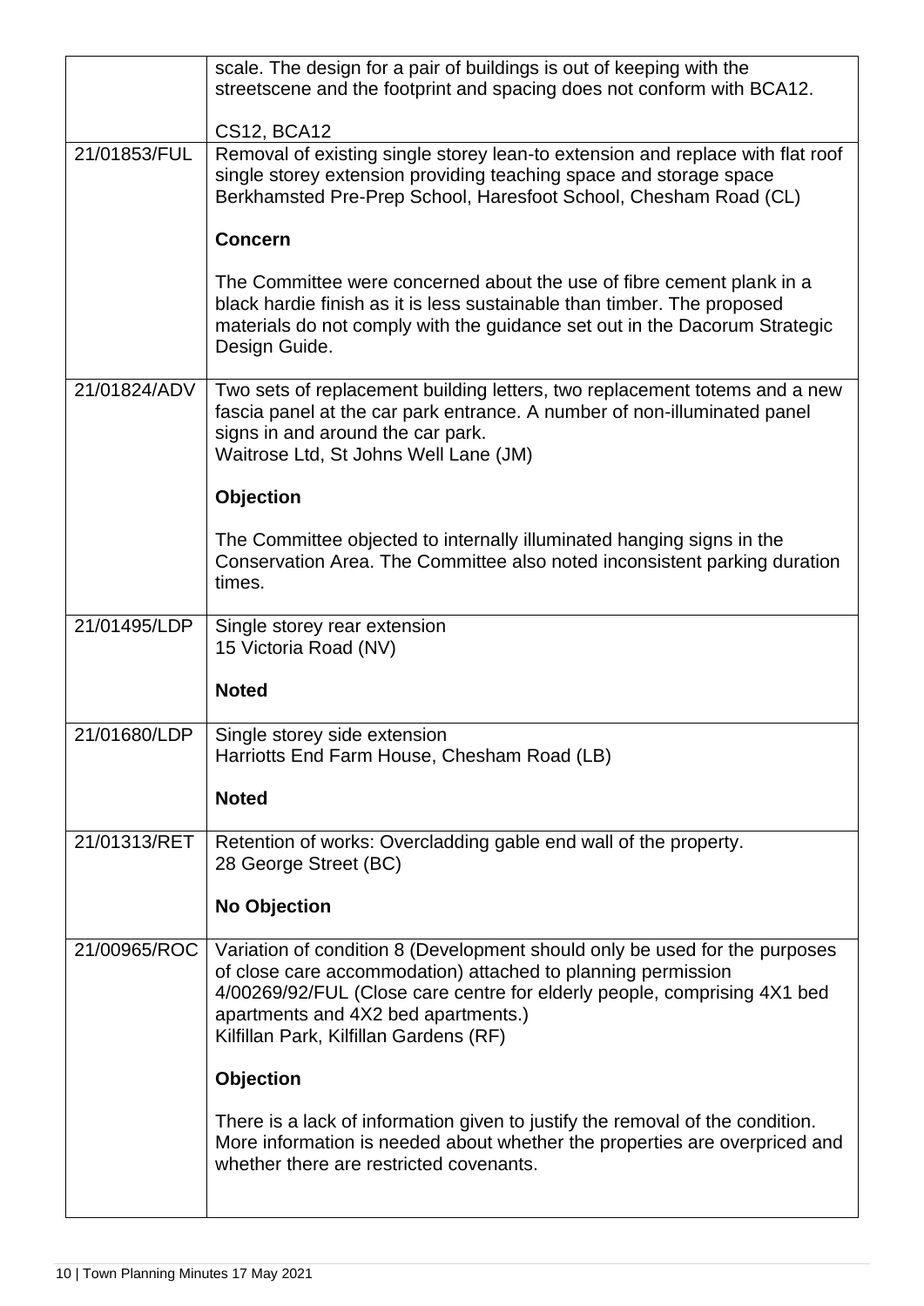| | |
|---|---|
| | scale. The design for a pair of buildings is out of keeping with the streetscene and the footprint and spacing does not conform with BCA12.<br><br>CS12, BCA12 |
| 21/01853/FUL | Removal of existing single storey lean-to extension and replace with flat roof single storey extension providing teaching space and storage space<br>Berkhamsted Pre-Prep School, Haresfoot School, Chesham Road (CL)<br><br>**Concern**<br><br>The Committee were concerned about the use of fibre cement plank in a black hardie finish as it is less sustainable than timber. The proposed materials do not comply with the guidance set out in the Dacorum Strategic Design Guide. |
| 21/01824/ADV | Two sets of replacement building letters, two replacement totems and a new fascia panel at the car park entrance. A number of non-illuminated panel signs in and around the car park.<br>Waitrose Ltd, St Johns Well Lane (JM)<br><br>**Objection**<br><br>The Committee objected to internally illuminated hanging signs in the Conservation Area. The Committee also noted inconsistent parking duration times. |
| 21/01495/LDP | Single storey rear extension<br>15 Victoria Road (NV)<br><br>**Noted** |
| 21/01680/LDP | Single storey side extension<br>Harriotts End Farm House, Chesham Road (LB)<br><br>**Noted** |
| 21/01313/RET | Retention of works: Overcladding gable end wall of the property.<br>28 George Street (BC)<br><br>**No Objection** |
| 21/00965/ROC | Variation of condition 8 (Development should only be used for the purposes of close care accommodation) attached to planning permission 4/00269/92/FUL (Close care centre for elderly people, comprising 4X1 bed apartments and 4X2 bed apartments.)<br>Kilfillan Park, Kilfillan Gardens (RF)<br><br>**Objection**<br><br>There is a lack of information given to justify the removal of the condition. More information is needed about whether the properties are overpriced and whether there are restricted covenants. |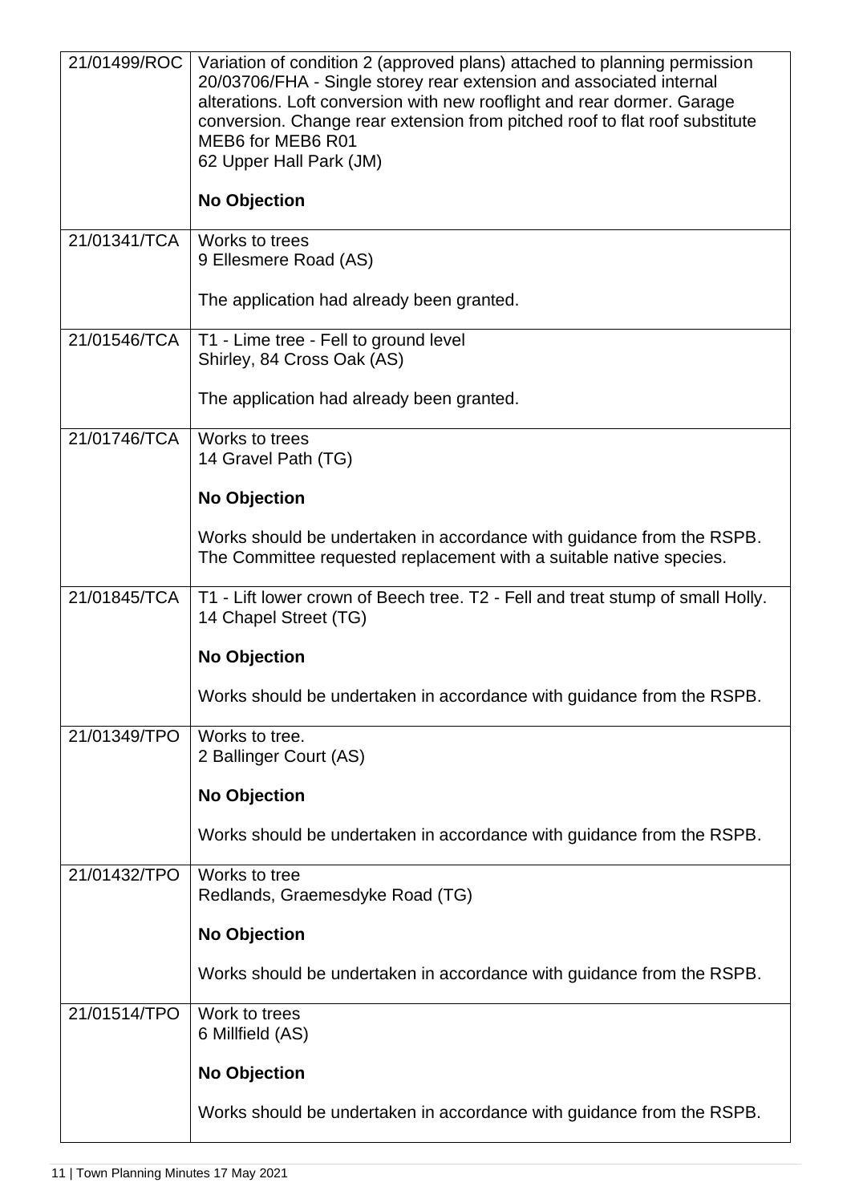| | |
|---|---|
| 21/01499/ROC | Variation of condition 2 (approved plans) attached to planning permission 20/03706/FHA - Single storey rear extension and associated internal alterations. Loft conversion with new rooflight and rear dormer. Garage conversion. Change rear extension from pitched roof to flat roof substitute MEB6 for MEB6 R01<br>62 Upper Hall Park (JM)<br><br>**No Objection** |
| 21/01341/TCA | Works to trees<br>9 Ellesmere Road (AS)<br><br>The application had already been granted. |
| 21/01546/TCA | T1 - Lime tree - Fell to ground level<br>Shirley, 84 Cross Oak (AS)<br><br>The application had already been granted. |
| 21/01746/TCA | Works to trees<br>14 Gravel Path (TG)<br><br>**No Objection**<br><br>Works should be undertaken in accordance with guidance from the RSPB. The Committee requested replacement with a suitable native species. |
| 21/01845/TCA | T1 - Lift lower crown of Beech tree. T2 - Fell and treat stump of small Holly.<br>14 Chapel Street (TG)<br><br>**No Objection**<br><br>Works should be undertaken in accordance with guidance from the RSPB. |
| 21/01349/TPO | Works to tree.<br>2 Ballinger Court (AS)<br><br>**No Objection**<br><br>Works should be undertaken in accordance with guidance from the RSPB. |
| 21/01432/TPO | Works to tree<br>Redlands, Graemesdyke Road (TG)<br><br>**No Objection**<br><br>Works should be undertaken in accordance with guidance from the RSPB. |
| 21/01514/TPO | Work to trees<br>6 Millfield (AS)<br><br>**No Objection**<br><br>Works should be undertaken in accordance with guidance from the RSPB. |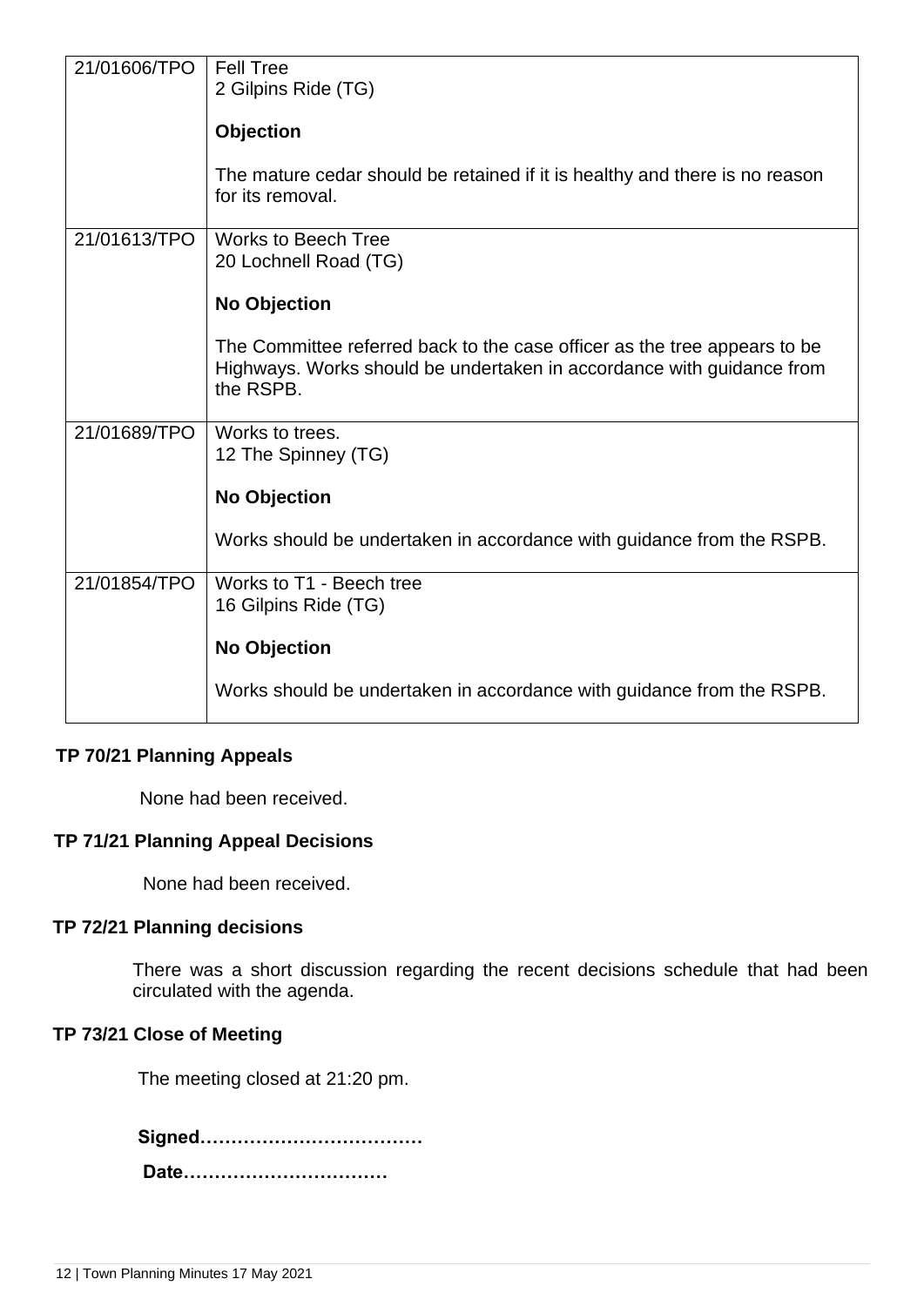| | |
|---|---|
| 21/01606/TPO | Fell Tree<br>2 Gilpins Ride (TG)<br><br>**Objection**<br><br>The mature cedar should be retained if it is healthy and there is no reason for its removal. |
| 21/01613/TPO | Works to Beech Tree<br>20 Lochnell Road (TG)<br><br>**No Objection**<br><br>The Committee referred back to the case officer as the tree appears to be Highways. Works should be undertaken in accordance with guidance from the RSPB. |
| 21/01689/TPO | Works to trees.<br>12 The Spinney (TG)<br><br>**No Objection**<br><br>Works should be undertaken in accordance with guidance from the RSPB. |
| 21/01854/TPO | Works to T1 - Beech tree<br>16 Gilpins Ride (TG)<br><br>**No Objection**<br><br>Works should be undertaken in accordance with guidance from the RSPB. |

**TP 70/21 Planning Appeals**

None had been received.

**TP 71/21 Planning Appeal Decisions**

None had been received.

**TP 72/21 Planning decisions**

There was a short discussion regarding the recent decisions schedule that had been circulated with the agenda.

**TP 73/21 Close of Meeting**

The meeting closed at 21:20 pm.

**Signed………………………………**

**Date……………………………**